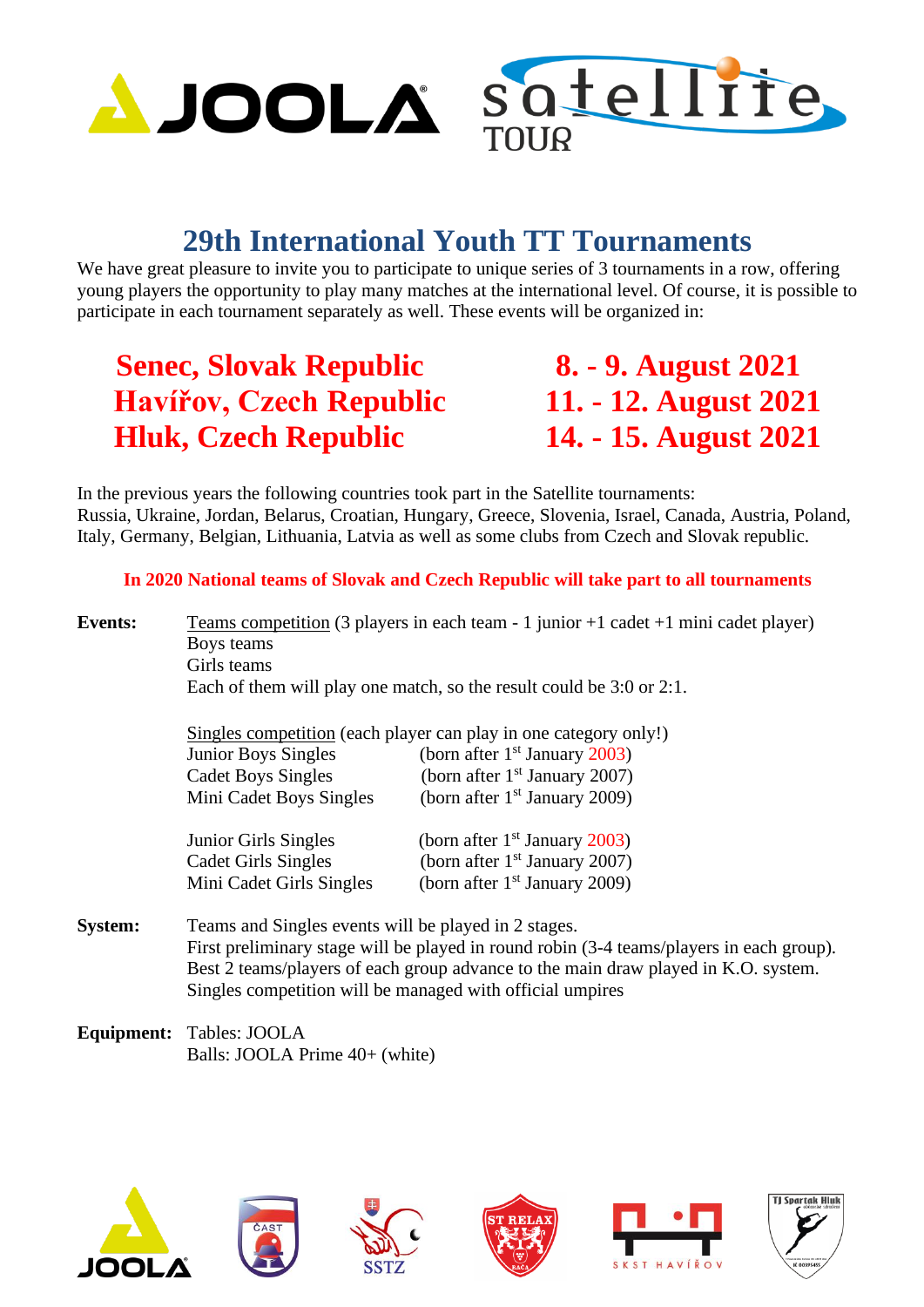# 29th International Youth TT Tournaments

We have great pleasure to invite you to participate to unique series of 3 tournaments in a row, offering young players the opportunity to play many matches at the international level. Of course, it is possible to participate in each tournament separately as well. These events will be organized in:

| | |
|---|---|
| **Senec, Slovak Republic** | **8. - 9. August 2021** |
| **Havířov, Czech Republic** | **11. - 12. August 2021** |
| **Hluk, Czech Republic** | **14. - 15. August 2021** |

In the previous years the following countries took part in the Satellite tournaments: Russia, Ukraine, Jordan, Belarus, Croatian, Hungary, Greece, Slovenia, Israel, Canada, Austria, Poland, Italy, Germany, Belgian, Lithuania, Latvia as well as some clubs from Czech and Slovak republic.

**In 2020 National teams of Slovak and Czech Republic will take part to all tournaments**

**Events:** Teams competition (3 players in each team - 1 junior +1 cadet +1 mini cadet player)
Boys teams
Girls teams
Each of them will play one match, so the result could be 3:0 or 2:1.

Singles competition (each player can play in one category only!)

| | |
|---|---|
| Junior Boys Singles | (born after 1st January 2003) |
| Cadet Boys Singles | (born after 1st January 2007) |
| Mini Cadet Boys Singles | (born after 1st January 2009) |
| Junior Girls Singles | (born after 1st January 2003) |
| Cadet Girls Singles | (born after 1st January 2007) |
| Mini Cadet Girls Singles | (born after 1st January 2009) |

**System:** Teams and Singles events will be played in 2 stages.
First preliminary stage will be played in round robin (3-4 teams/players in each group).
Best 2 teams/players of each group advance to the main draw played in K.O. system.
Singles competition will be managed with official umpires

**Equipment:** Tables: JOOLA
Balls: JOOLA Prime 40+ (white)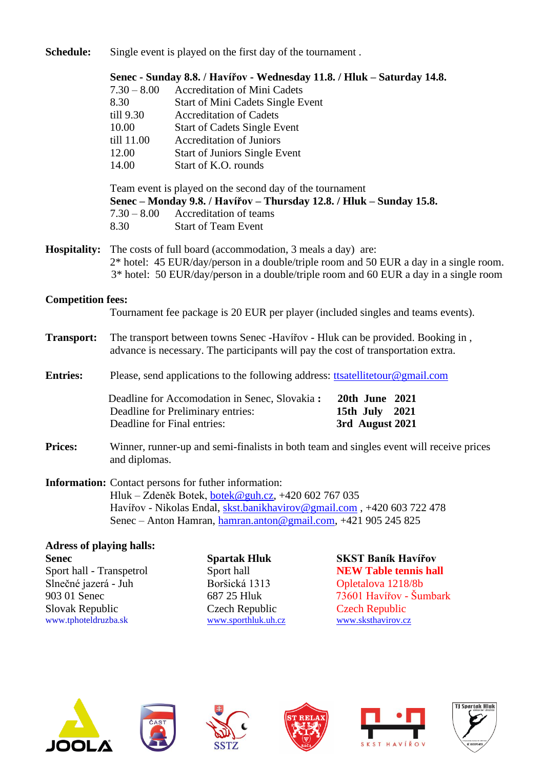**Schedule:** Single event is played on the first day of the tournament .

**Senec - Sunday 8.8. / Havířov - Wednesday 11.8. / Hluk – Saturday 14.8.**

| | |
|---|---|
| 7.30 – 8.00 | Accreditation of Mini Cadets |
| 8.30 | Start of Mini Cadets Single Event |
| till 9.30 | Accreditation of Cadets |
| 10.00 | Start of Cadets Single Event |
| till 11.00 | Accreditation of Juniors |
| 12.00 | Start of Juniors Single Event |
| 14.00 | Start of K.O. rounds |

Team event is played on the second day of the tournament

**Senec – Monday 9.8. / Havířov – Thursday 12.8. / Hluk – Sunday 15.8.**

| | |
|---|---|
| 7.30 – 8.00 | Accreditation of teams |
| 8.30 | Start of Team Event |

**Hospitality:** The costs of full board (accommodation, 3 meals a day) are:
2* hotel: 45 EUR/day/person in a double/triple room and 50 EUR a day in a single room.
3* hotel: 50 EUR/day/person in a double/triple room and 60 EUR a day in a single room

**Competition fees:**
Tournament fee package is 20 EUR per player (included singles and teams events).

**Transport:** The transport between towns Senec -Havířov - Hluk can be provided. Booking in , advance is necessary. The participants will pay the cost of transportation extra.

**Entries:** Please, send applications to the following address: ttsatellitetour@gmail.com

| | |
|---|---|
| Deadline for Accomodation in Senec, Slovakia **:** | **20th June 2021** |
| Deadline for Preliminary entries: | **15th July 2021** |
| Deadline for Final entries: | **3rd August 2021** |

**Prices:** Winner, runner-up and semi-finalists in both team and singles event will receive prices and diplomas.

**Information:** Contact persons for futher information:
Hluk – Zdeněk Botek, botek@guh.cz, +420 602 767 035
Havířov - Nikolas Endal, skst.banikhavirov@gmail.com , +420 603 722 478
Senec – Anton Hamran, hamran.anton@gmail.com, +421 905 245 825

**Adress of playing halls:**

**Senec**
Sport hall - Transpetrol
Slnečné jazerá - Juh
903 01 Senec
Slovak Republic
www.tphoteldruzba.sk

**Spartak Hluk**
Sport hall
Boršická 1313
687 25 Hluk
Czech Republic
www.sporthluk.uh.cz

**SKST Baník Havířov**
**NEW Table tennis hall**
Opletalova 1218/8b
73601 Havířov - Šumbark
Czech Republic
www.ieskst havirov.cz